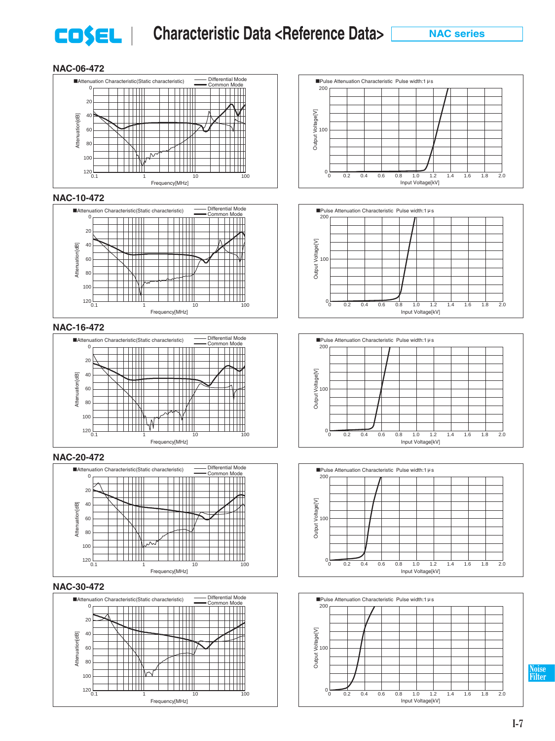# Characteristic Data <Reference Data>

NAC series

## NAC-06-472

■Attenuation Characteristic(Static characteristic)

Differential Mode
Common Mode

Attenuation[dB]: 0, 20, 40, 60, 80, 100, 120

Frequency[MHz]: 0.1, 1, 10, 100

■Pulse Attenuation Characteristic Pulse width:1 μs

Output Voltage[V]: 0, 100, 200

Input Voltage[kV]: 0, 0.2, 0.4, 0.6, 0.8, 1.0, 1.2, 1.4, 1.6, 1.8, 2.0

## NAC-10-472

■Attenuation Characteristic(Static characteristic)

Differential Mode
Common Mode

Attenuation[dB]: 0, 20, 40, 60, 80, 100, 120

Frequency[MHz]: 0.1, 1, 10, 100

■Pulse Attenuation Characteristic Pulse width:1 μs

Output Voltage[V]: 0, 100, 200

Input Voltage[kV]: 0, 0.2, 0.4, 0.6, 0.8, 1.0, 1.2, 1.4, 1.6, 1.8, 2.0

## NAC-16-472

■Attenuation Characteristic(Static characteristic)

Differential Mode
Common Mode

Attenuation[dB]: 0, 20, 40, 60, 80, 100, 120

Frequency[MHz]: 0.1, 1, 10, 100

■Pulse Attenuation Characteristic Pulse width:1 μs

Output Voltage[V]: 0, 100, 200

Input Voltage[kV]: 0, 0.2, 0.4, 0.6, 0.8, 1.0, 1.2, 1.4, 1.6, 1.8, 2.0

## NAC-20-472

■Attenuation Characteristic(Static characteristic)

Differential Mode
Common Mode

Attenuation[dB]: 0, 20, 40, 60, 80, 100, 120

Frequency[MHz]: 0.1, 1, 10, 100

■Pulse Attenuation Characteristic Pulse width:1 μs

Output Voltage[V]: 0, 100, 200

Input Voltage[kV]: 0, 0.2, 0.4, 0.6, 0.8, 1.0, 1.2, 1.4, 1.6, 1.8, 2.0

## NAC-30-472

■Attenuation Characteristic(Static characteristic)

Differential Mode
Common Mode

Attenuation[dB]: 0, 20, 40, 60, 80, 100, 120

Frequency[MHz]: 0.1, 1, 10, 100

■Pulse Attenuation Characteristic Pulse width:1 μs

Output Voltage[V]: 0, 100, 200

Input Voltage[kV]: 0, 0.2, 0.4, 0.6, 0.8, 1.0, 1.2, 1.4, 1.6, 1.8, 2.0

Noise Filter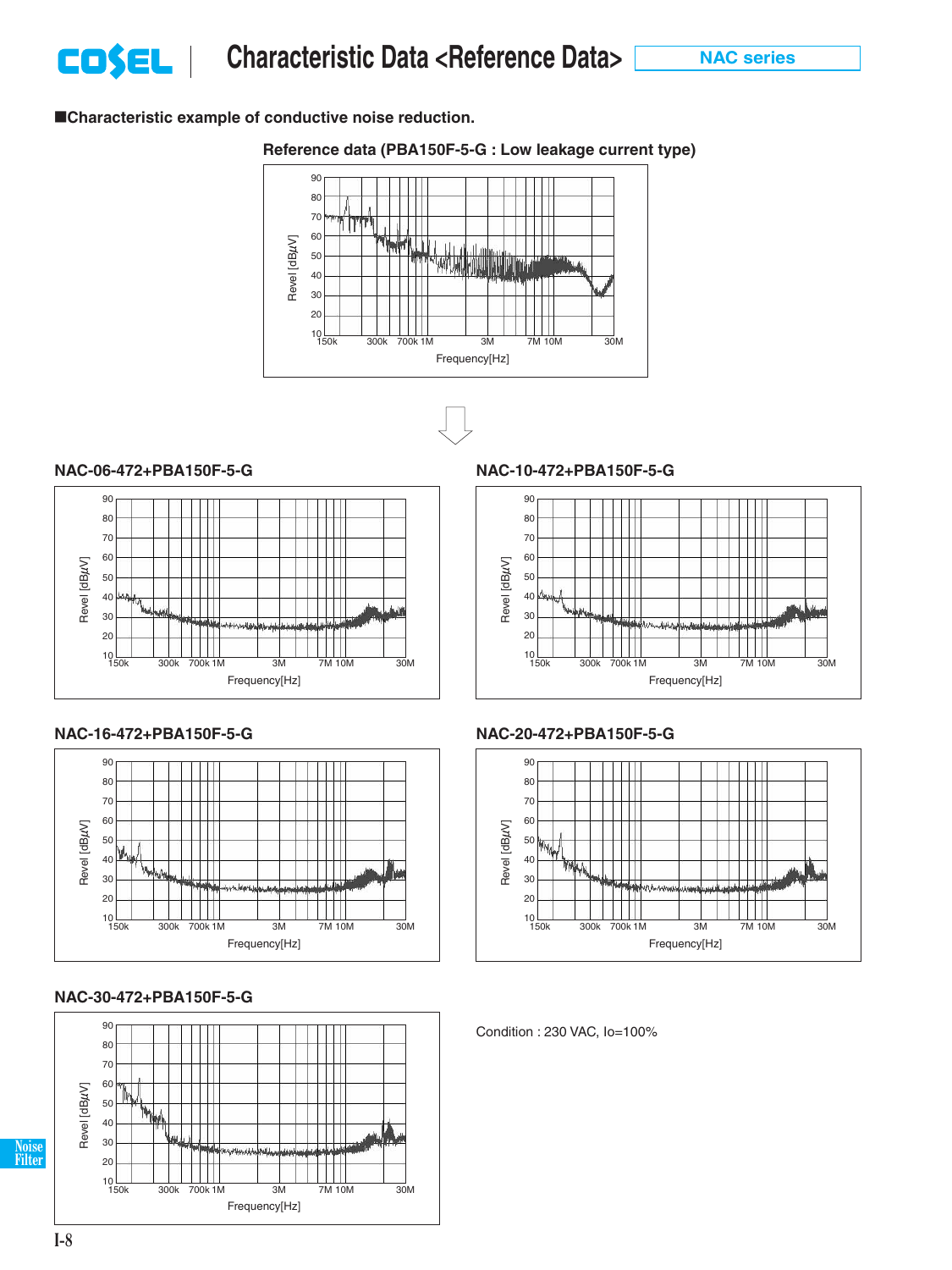# Characteristic Data <Reference Data>

NAC series

■Characteristic example of conductive noise reduction.

**Reference data (PBA150F-5-G : Low leakage current type)**

Revel [dBμV]

Frequency[Hz]

**NAC-06-472+PBA150F-5-G**

Revel [dBμV]

Frequency[Hz]

**NAC-10-472+PBA150F-5-G**

Revel [dBμV]

Frequency[Hz]

**NAC-16-472+PBA150F-5-G**

Revel [dBμV]

Frequency[Hz]

**NAC-20-472+PBA150F-5-G**

Revel [dBμV]

Frequency[Hz]

**NAC-30-472+PBA150F-5-G**

Revel [dBμV]

Frequency[Hz]

Condition : 230 VAC, Io=100%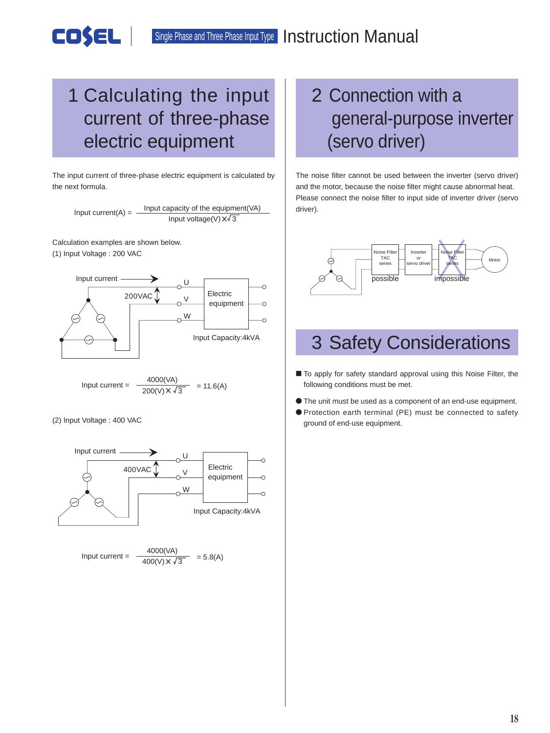# 1 Calculating the input current of three-phase electric equipment

The input current of three-phase electric equipment is calculated by the next formula.

$$\text{Input current(A)} = \frac{\text{Input capacity of the equipment(VA)}}{\text{Input voltage(V)} \times \sqrt{3}}$$

Calculation examples are shown below.

(1) Input Voltage : 200 VAC

Input current

200VAC

U V W

Electric equipment

Input Capacity:4kVA

$$\text{Input current} = \frac{4000\text{(VA)}}{200\text{(V)} \times \sqrt{3}} = 11.6\text{(A)}$$

(2) Input Voltage : 400 VAC

Input current

400VAC

U V W

Electric equipment

Input Capacity:4kVA

$$\text{Input current} = \frac{4000\text{(VA)}}{400\text{(V)} \times \sqrt{3}} = 5.8\text{(A)}$$

# 2 Connection with a general-purpose inverter (servo driver)

The noise filter cannot be used between the inverter (servo driver) and the motor, because the noise filter might cause abnormal heat. Please connect the noise filter to input side of inverter driver (servo driver).

Noise Filter TAC series — Inverter or servo driver — Noise Filter TAC series — Motor

possible — impossible

# 3 Safety Considerations

■ To apply for safety standard approval using this Noise Filter, the following conditions must be met.

● The unit must be used as a component of an end-use equipment.

● Protection earth terminal (PE) must be connected to safety ground of end-use equipment.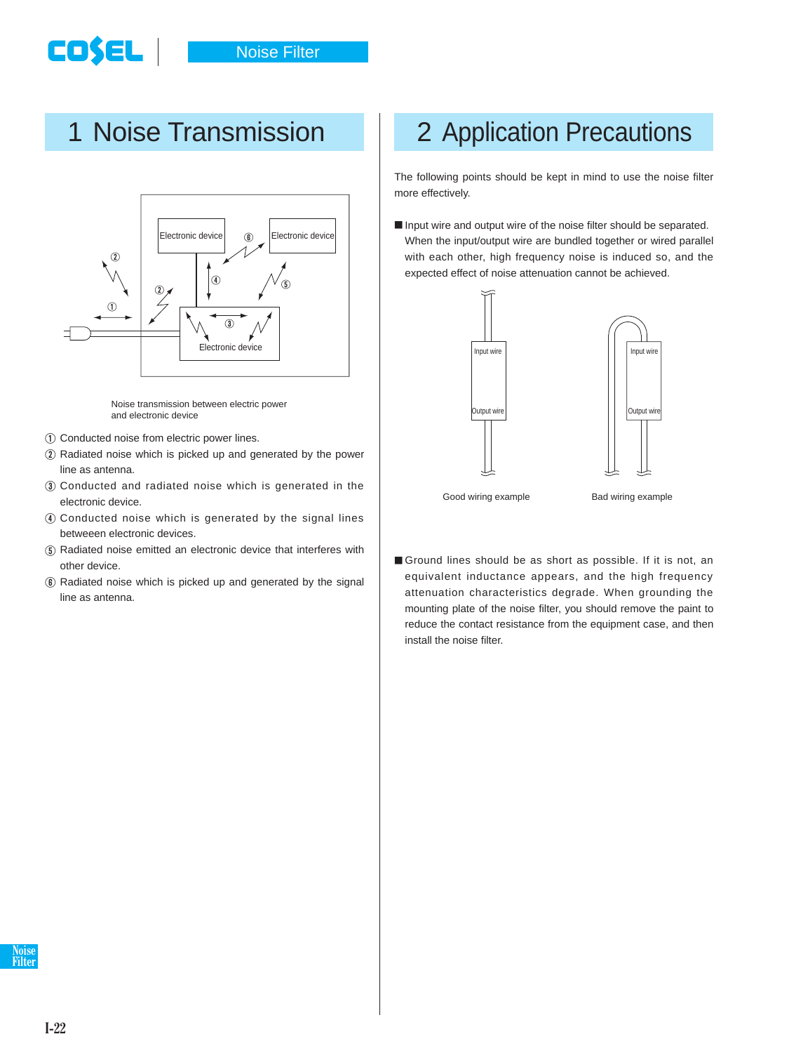# 1 Noise Transmission

Noise transmission between electric power and electronic device

① Conducted noise from electric power lines.
② Radiated noise which is picked up and generated by the power line as antenna.
③ Conducted and radiated noise which is generated in the electronic device.
④ Conducted noise which is generated by the signal lines betweeen electronic devices.
⑤ Radiated noise emitted an electronic device that interferes with other device.
⑥ Radiated noise which is picked up and generated by the signal line as antenna.

# 2 Application Precautions

The following points should be kept in mind to use the noise filter more effectively.

■ Input wire and output wire of the noise filter should be separated. When the input/output wire are bundled together or wired parallel with each other, high frequency noise is induced so, and the expected effect of noise attenuation cannot be achieved.

Good wiring example

Bad wiring example

■ Ground lines should be as short as possible. If it is not, an equivalent inductance appears, and the high frequency attenuation characteristics degrade. When grounding the mounting plate of the noise filter, you should remove the paint to reduce the contact resistance from the equipment case, and then install the noise filter.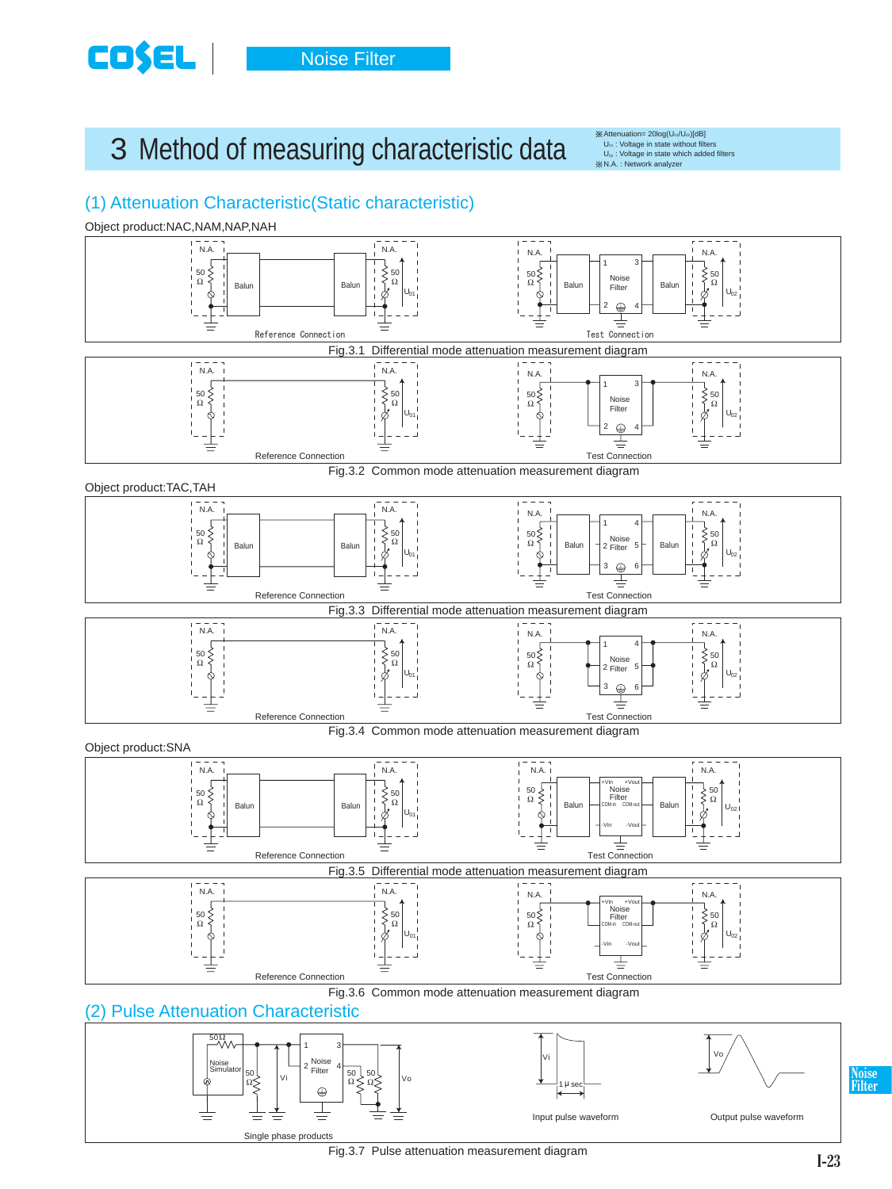# 3 Method of measuring characteristic data

※Attenuation= 20log($U_{01}$/$U_{02}$)[dB]
$U_{01}$ : Voltage in state without filters
$U_{02}$ : Voltage in state which added filters
※N.A. : Network analyzer

## (1) Attenuation Characteristic(Static characteristic)

Object product:NAC,NAM,NAP,NAH

Reference Connection

Test Connection

Fig.3.1 Differential mode attenuation measurement diagram

Reference Connection

Test Connection

Fig.3.2 Common mode attenuation measurement diagram

Object product:TAC,TAH

Reference Connection

Test Connection

Fig.3.3 Differential mode attenuation measurement diagram

Reference Connection

Test Connection

Fig.3.4 Common mode attenuation measurement diagram

Object product:SNA

Reference Connection

Test Connection

Fig.3.5 Differential mode attenuation measurement diagram

Reference Connection

Test Connection

Fig.3.6 Common mode attenuation measurement diagram

## (2) Pulse Attenuation Characteristic

Single phase products

Input pulse waveform

Output pulse waveform

Fig.3.7 Pulse attenuation measurement diagram